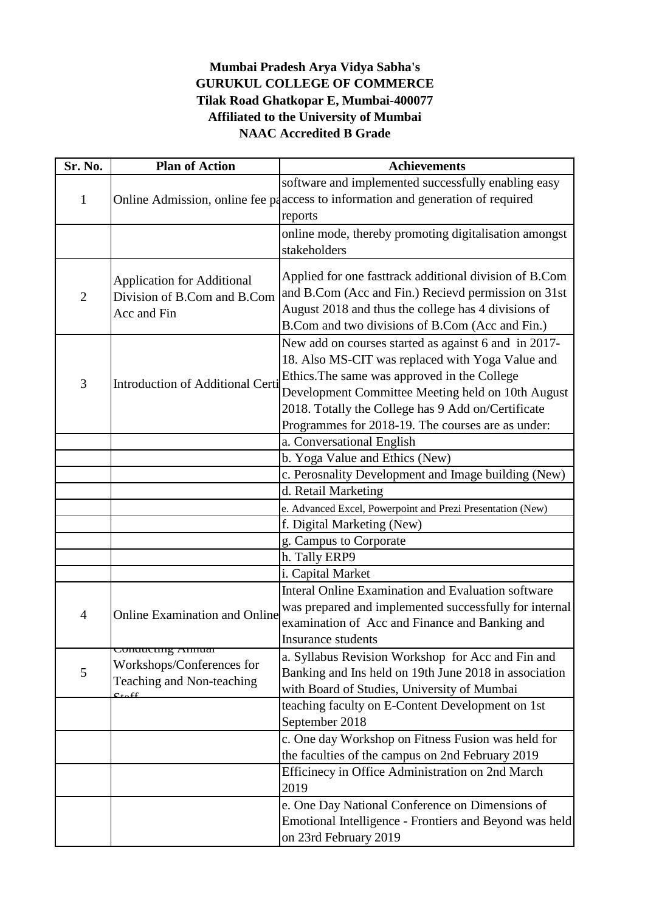**Mumbai Pradesh Arya Vidya Sabha's**
**GURUKUL COLLEGE OF COMMERCE**
**Tilak Road Ghatkopar E, Mumbai-400077**
**Affiliated to the University of Mumbai**
**NAAC Accredited B Grade**

| Sr. No. | Plan of Action | Achievements |
|---|---|---|
| 1 | Online Admission, online fee pa | software and implemented successfully enabling easy access to information and generation of required reports |
| | | online mode, thereby promoting digitalisation amongst stakeholders |
| 2 | Application for Additional Division of B.Com and B.Com Acc and Fin | Applied for one fasttrack additional division of B.Com and B.Com (Acc and Fin.) Recievd permission on 31st August 2018 and thus the college has 4 divisions of B.Com and two divisions of B.Com (Acc and Fin.) |
| 3 | Introduction of Additional Certi | New add on courses started as against 6 and in 2017-18. Also MS-CIT was replaced with Yoga Value and Ethics.The same was approved in the College Development Committee Meeting held on 10th August 2018. Totally the College has 9 Add on/Certificate Programmes for 2018-19. The courses are as under: |
| | | a. Conversational English |
| | | b. Yoga Value and Ethics (New) |
| | | c. Perosnality Development and Image building (New) |
| | | d. Retail Marketing |
| | | e. Advanced Excel, Powerpoint and Prezi Presentation (New) |
| | | f. Digital Marketing (New) |
| | | g. Campus to Corporate |
| | | h. Tally ERP9 |
| | | i. Capital Market |
| 4 | Online Examination and Online | Interal Online Examination and Evaluation software was prepared and implemented successfully for internal examination of Acc and Finance and Banking and Insurance students |
| 5 | Conducting Annual Workshops/Conferences for Teaching and Non-teaching Staff | a. Syllabus Revision Workshop for Acc and Fin and Banking and Ins held on 19th June 2018 in association with Board of Studies, University of Mumbai |
| | | teaching faculty on E-Content Development on 1st September 2018 |
| | | c. One day Workshop on Fitness Fusion was held for the faculties of the campus on 2nd February 2019 |
| | | Efficinecy in Office Administration on 2nd March 2019 |
| | | e. One Day National Conference on Dimensions of Emotional Intelligence - Frontiers and Beyond was held on 23rd February 2019 |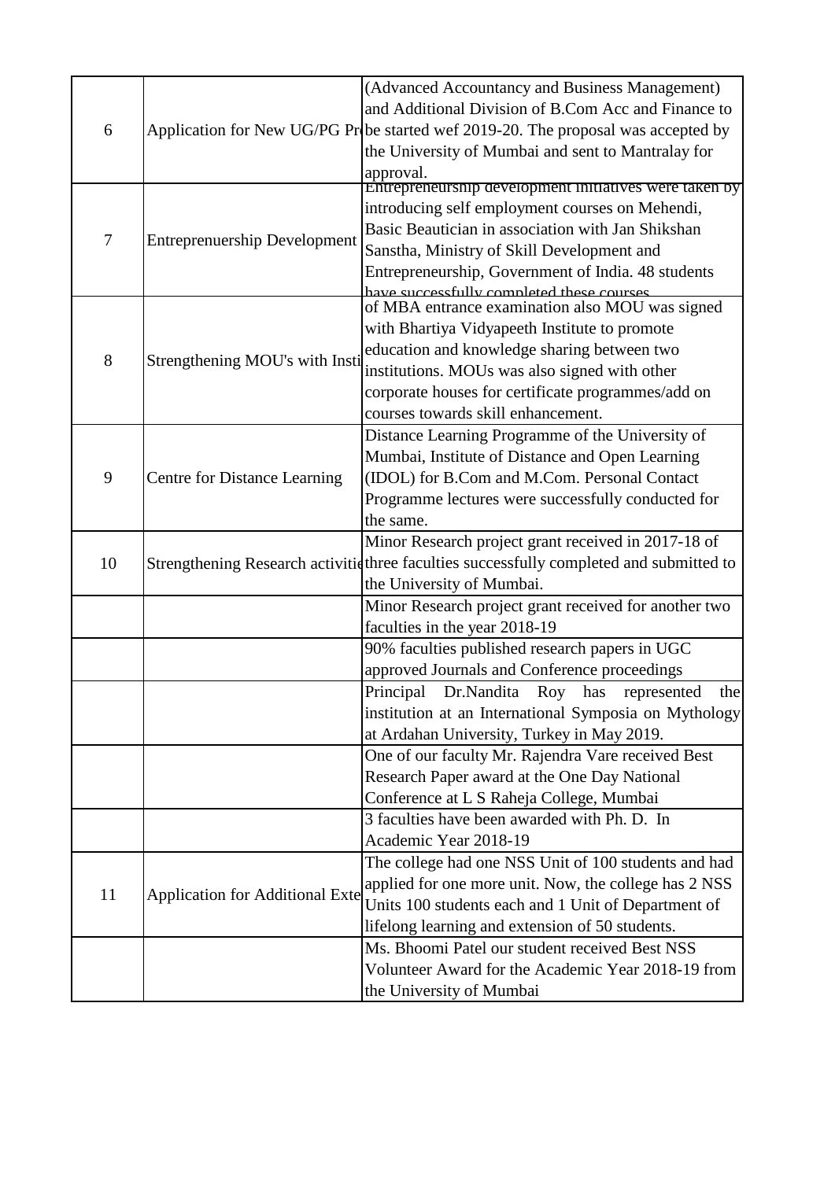| | | |
|---|---|---|
| 6 | Application for New UG/PG Pr | (Advanced Accountancy and Business Management) and Additional Division of B.Com Acc and Finance to be started wef 2019-20. The proposal was accepted by the University of Mumbai and sent to Mantralay for approval. |
| 7 | Entreprenuership Development | Entrepreneurship development initiatives were taken by introducing self employment courses on Mehendi, Basic Beautician in association with Jan Shikshan Sanstha, Ministry of Skill Development and Entrepreneurship, Government of India. 48 students have successfully completed these courses |
| 8 | Strengthening MOU's with Insti | of MBA entrance examination also MOU was signed with Bhartiya Vidyapeeth Institute to promote education and knowledge sharing between two institutions. MOUs was also signed with other corporate houses for certificate programmes/add on courses towards skill enhancement. |
| 9 | Centre for Distance Learning | Distance Learning Programme of the University of Mumbai, Institute of Distance and Open Learning (IDOL) for B.Com and M.Com. Personal Contact Programme lectures were successfully conducted for the same. |
| 10 | Strengthening Research activiti | Minor Research project grant received in 2017-18 of three faculties successfully completed and submitted to the University of Mumbai. |
| | | Minor Research project grant received for another two faculties in the year 2018-19 |
| | | 90% faculties published research papers in UGC approved Journals and Conference proceedings |
| | | Principal Dr.Nandita Roy has represented the institution at an International Symposia on Mythology at Ardahan University, Turkey in May 2019. |
| | | One of our faculty Mr. Rajendra Vare received Best Research Paper award at the One Day National Conference at L S Raheja College, Mumbai |
| | | 3 faculties have been awarded with Ph. D. In Academic Year 2018-19 |
| 11 | Application for Additional Exte | The college had one NSS Unit of 100 students and had applied for one more unit. Now, the college has 2 NSS Units 100 students each and 1 Unit of Department of lifelong learning and extension of 50 students. |
| | | Ms. Bhoomi Patel our student received Best NSS Volunteer Award for the Academic Year 2018-19 from the University of Mumbai |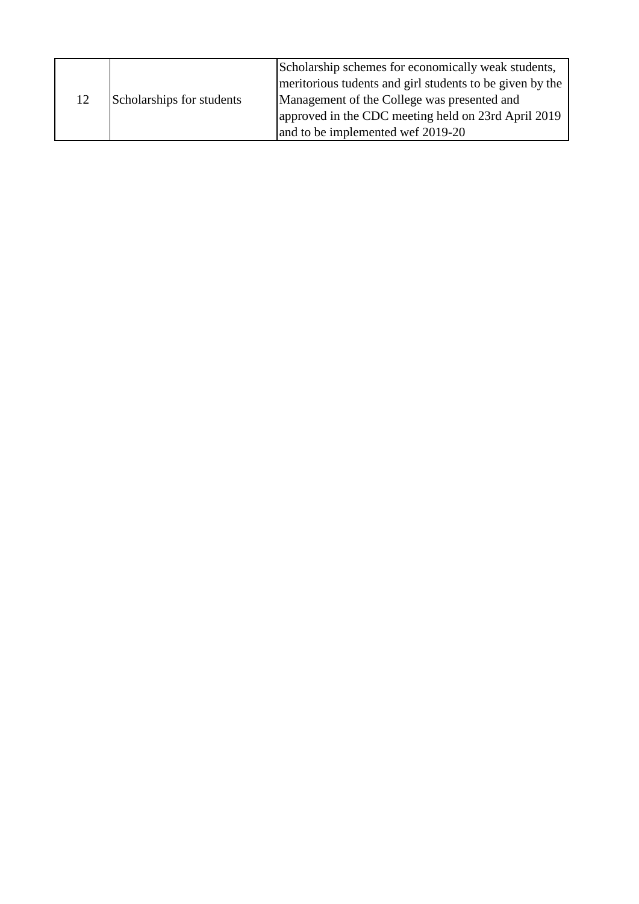| | | |
|---|---|---|
| 12 | Scholarships for students | Scholarship schemes for economically weak students, meritorious tudents and girl students to be given by the Management of the College was presented and approved in the CDC meeting held on 23rd April 2019 and to be implemented wef 2019-20 |